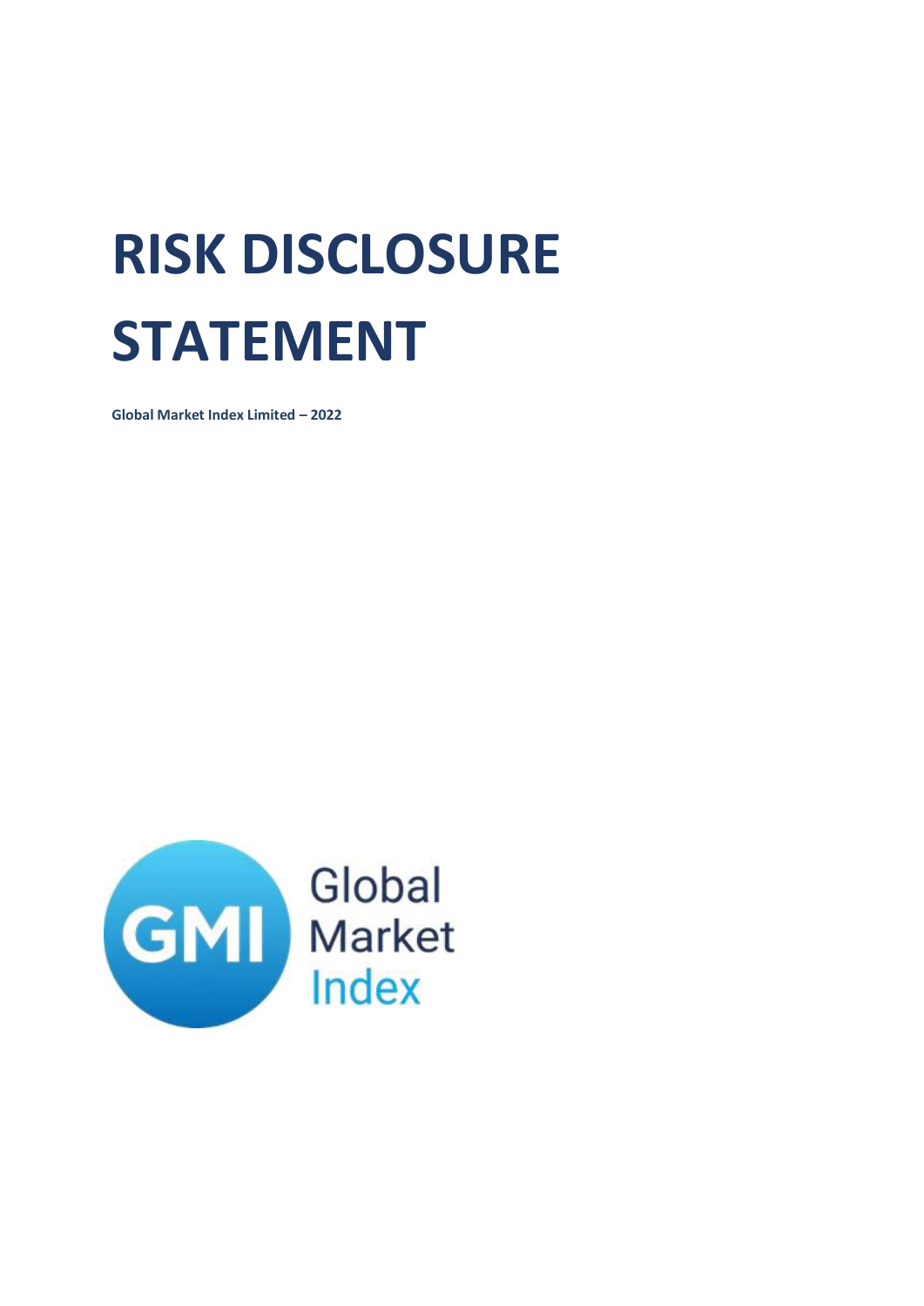# RISK DISCLOSURE STATEMENT

**Global Market Index Limited – 2022**

Global Market Index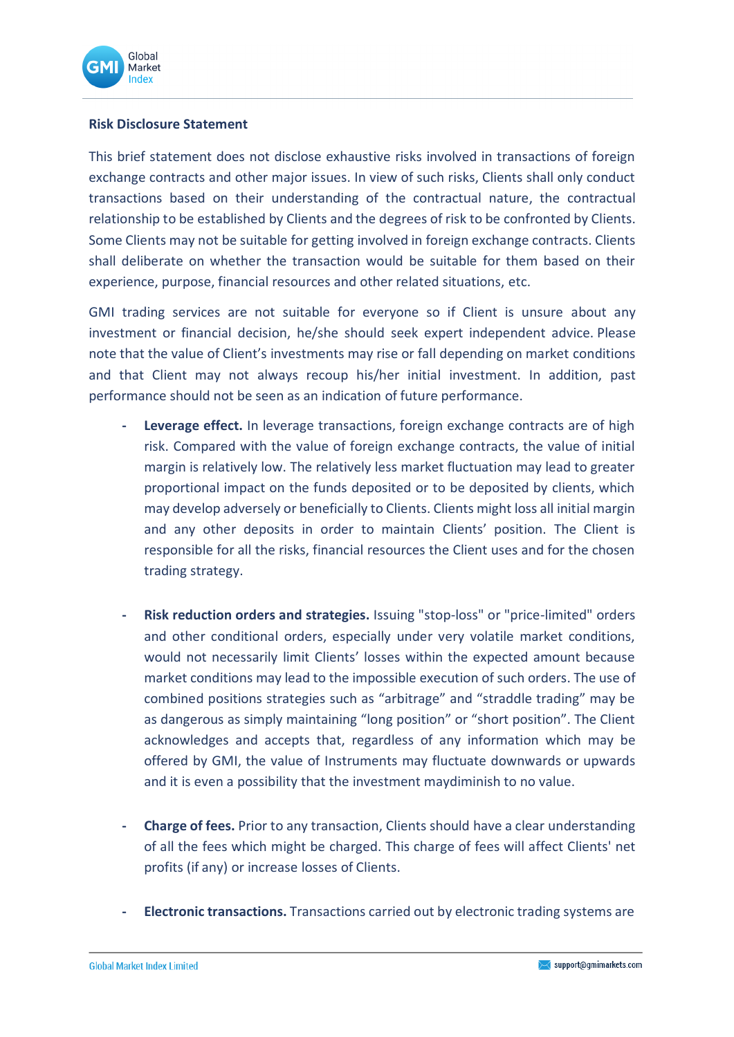**Risk Disclosure Statement**

This brief statement does not disclose exhaustive risks involved in transactions of foreign exchange contracts and other major issues. In view of such risks, Clients shall only conduct transactions based on their understanding of the contractual nature, the contractual relationship to be established by Clients and the degrees of risk to be confronted by Clients. Some Clients may not be suitable for getting involved in foreign exchange contracts. Clients shall deliberate on whether the transaction would be suitable for them based on their experience, purpose, financial resources and other related situations, etc.

GMI trading services are not suitable for everyone so if Client is unsure about any investment or financial decision, he/she should seek expert independent advice. Please note that the value of Client's investments may rise or fall depending on market conditions and that Client may not always recoup his/her initial investment. In addition, past performance should not be seen as an indication of future performance.

- **Leverage effect.** In leverage transactions, foreign exchange contracts are of high risk. Compared with the value of foreign exchange contracts, the value of initial margin is relatively low. The relatively less market fluctuation may lead to greater proportional impact on the funds deposited or to be deposited by clients, which may develop adversely or beneficially to Clients. Clients might loss all initial margin and any other deposits in order to maintain Clients' position. The Client is responsible for all the risks, financial resources the Client uses and for the chosen trading strategy.

- **Risk reduction orders and strategies.** Issuing "stop-loss" or "price-limited" orders and other conditional orders, especially under very volatile market conditions, would not necessarily limit Clients' losses within the expected amount because market conditions may lead to the impossible execution of such orders. The use of combined positions strategies such as "arbitrage" and "straddle trading" may be as dangerous as simply maintaining "long position" or "short position". The Client acknowledges and accepts that, regardless of any information which may be offered by GMI, the value of Instruments may fluctuate downwards or upwards and it is even a possibility that the investment maydiminish to no value.

- **Charge of fees.** Prior to any transaction, Clients should have a clear understanding of all the fees which might be charged. This charge of fees will affect Clients' net profits (if any) or increase losses of Clients.

- **Electronic transactions.** Transactions carried out by electronic trading systems are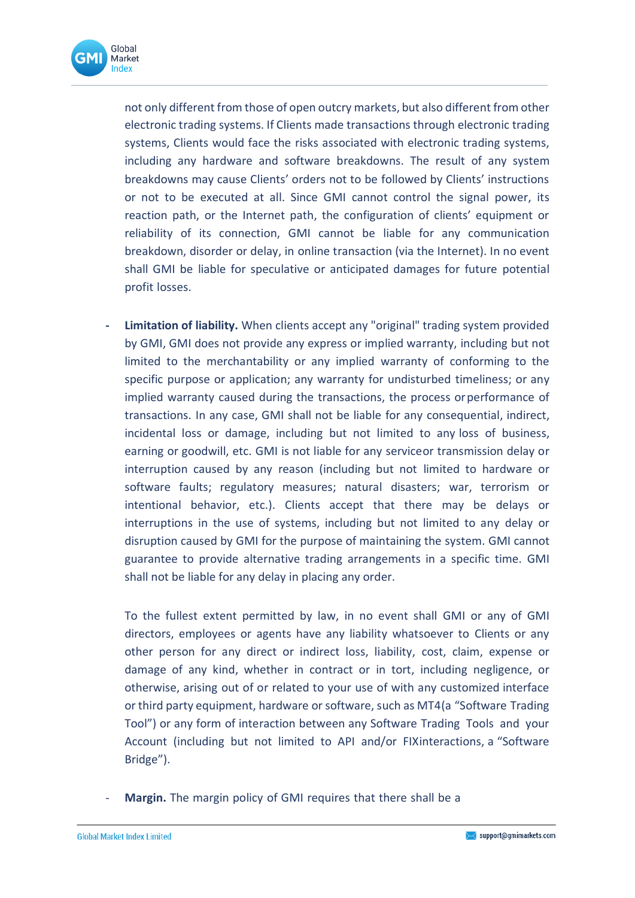not only different from those of open outcry markets, but also different from other electronic trading systems. If Clients made transactions through electronic trading systems, Clients would face the risks associated with electronic trading systems, including any hardware and software breakdowns. The result of any system breakdowns may cause Clients' orders not to be followed by Clients' instructions or not to be executed at all. Since GMI cannot control the signal power, its reaction path, or the Internet path, the configuration of clients' equipment or reliability of its connection, GMI cannot be liable for any communication breakdown, disorder or delay, in online transaction (via the Internet). In no event shall GMI be liable for speculative or anticipated damages for future potential profit losses.

- **Limitation of liability.** When clients accept any "original" trading system provided by GMI, GMI does not provide any express or implied warranty, including but not limited to the merchantability or any implied warranty of conforming to the specific purpose or application; any warranty for undisturbed timeliness; or any implied warranty caused during the transactions, the process or performance of transactions. In any case, GMI shall not be liable for any consequential, indirect, incidental loss or damage, including but not limited to any loss of business, earning or goodwill, etc. GMI is not liable for any serviceor transmission delay or interruption caused by any reason (including but not limited to hardware or software faults; regulatory measures; natural disasters; war, terrorism or intentional behavior, etc.). Clients accept that there may be delays or interruptions in the use of systems, including but not limited to any delay or disruption caused by GMI for the purpose of maintaining the system. GMI cannot guarantee to provide alternative trading arrangements in a specific time. GMI shall not be liable for any delay in placing any order.

  To the fullest extent permitted by law, in no event shall GMI or any of GMI directors, employees or agents have any liability whatsoever to Clients or any other person for any direct or indirect loss, liability, cost, claim, expense or damage of any kind, whether in contract or in tort, including negligence, or otherwise, arising out of or related to your use of with any customized interface or third party equipment, hardware or software, such as MT4(a "Software Trading Tool") or any form of interaction between any Software Trading Tools and your Account (including but not limited to API and/or FIXinteractions, a "Software Bridge").

- **Margin.** The margin policy of GMI requires that there shall be a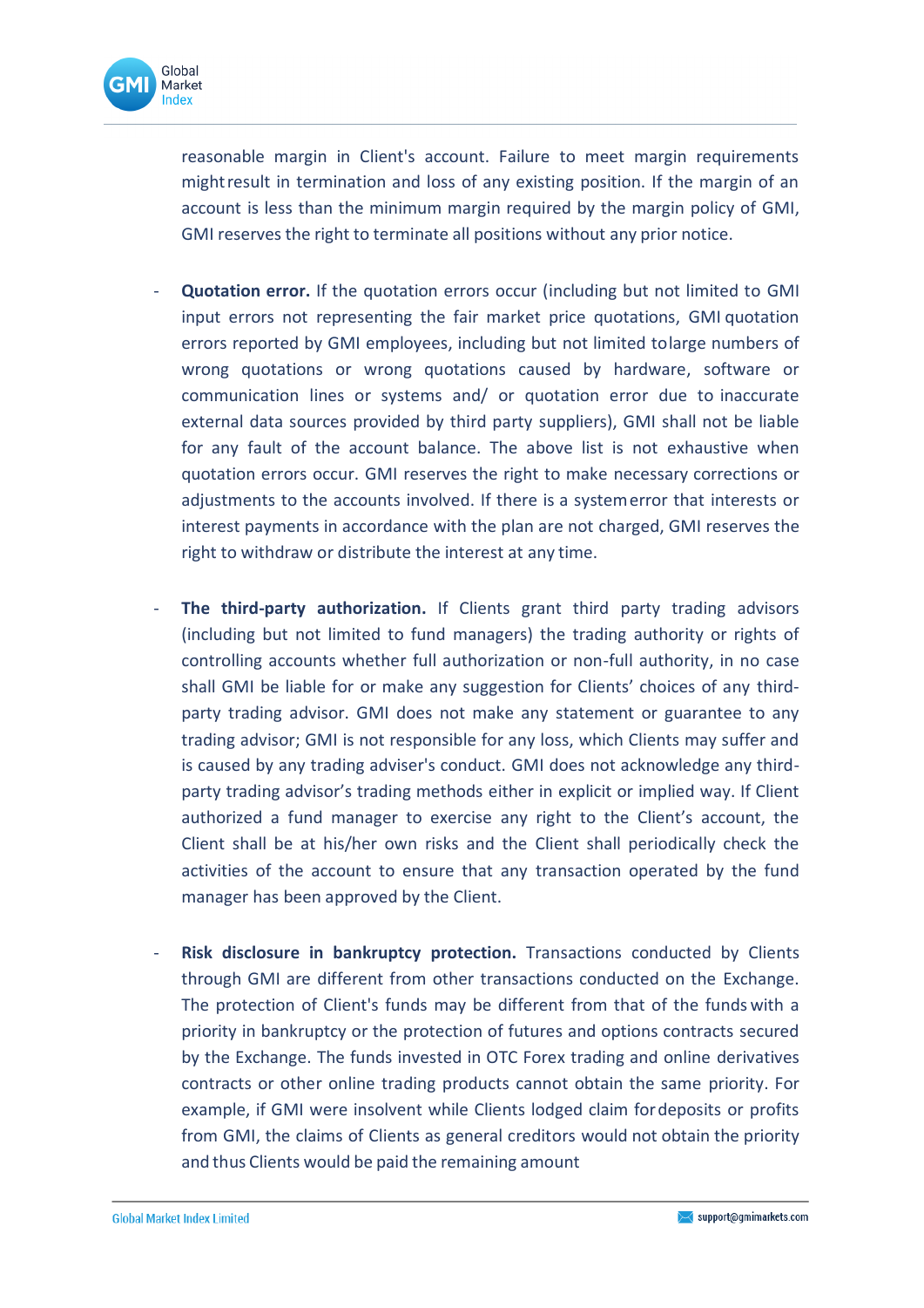reasonable margin in Client's account. Failure to meet margin requirements might result in termination and loss of any existing position. If the margin of an account is less than the minimum margin required by the margin policy of GMI, GMI reserves the right to terminate all positions without any prior notice.

- **Quotation error.** If the quotation errors occur (including but not limited to GMI input errors not representing the fair market price quotations, GMI quotation errors reported by GMI employees, including but not limited to large numbers of wrong quotations or wrong quotations caused by hardware, software or communication lines or systems and/ or quotation error due to inaccurate external data sources provided by third party suppliers), GMI shall not be liable for any fault of the account balance. The above list is not exhaustive when quotation errors occur. GMI reserves the right to make necessary corrections or adjustments to the accounts involved. If there is a system error that interests or interest payments in accordance with the plan are not charged, GMI reserves the right to withdraw or distribute the interest at any time.

- **The third-party authorization.** If Clients grant third party trading advisors (including but not limited to fund managers) the trading authority or rights of controlling accounts whether full authorization or non-full authority, in no case shall GMI be liable for or make any suggestion for Clients' choices of any third-party trading advisor. GMI does not make any statement or guarantee to any trading advisor; GMI is not responsible for any loss, which Clients may suffer and is caused by any trading adviser's conduct. GMI does not acknowledge any third-party trading advisor's trading methods either in explicit or implied way. If Client authorized a fund manager to exercise any right to the Client's account, the Client shall be at his/her own risks and the Client shall periodically check the activities of the account to ensure that any transaction operated by the fund manager has been approved by the Client.

- **Risk disclosure in bankruptcy protection.** Transactions conducted by Clients through GMI are different from other transactions conducted on the Exchange. The protection of Client's funds may be different from that of the funds with a priority in bankruptcy or the protection of futures and options contracts secured by the Exchange. The funds invested in OTC Forex trading and online derivatives contracts or other online trading products cannot obtain the same priority. For example, if GMI were insolvent while Clients lodged claim for deposits or profits from GMI, the claims of Clients as general creditors would not obtain the priority and thus Clients would be paid the remaining amount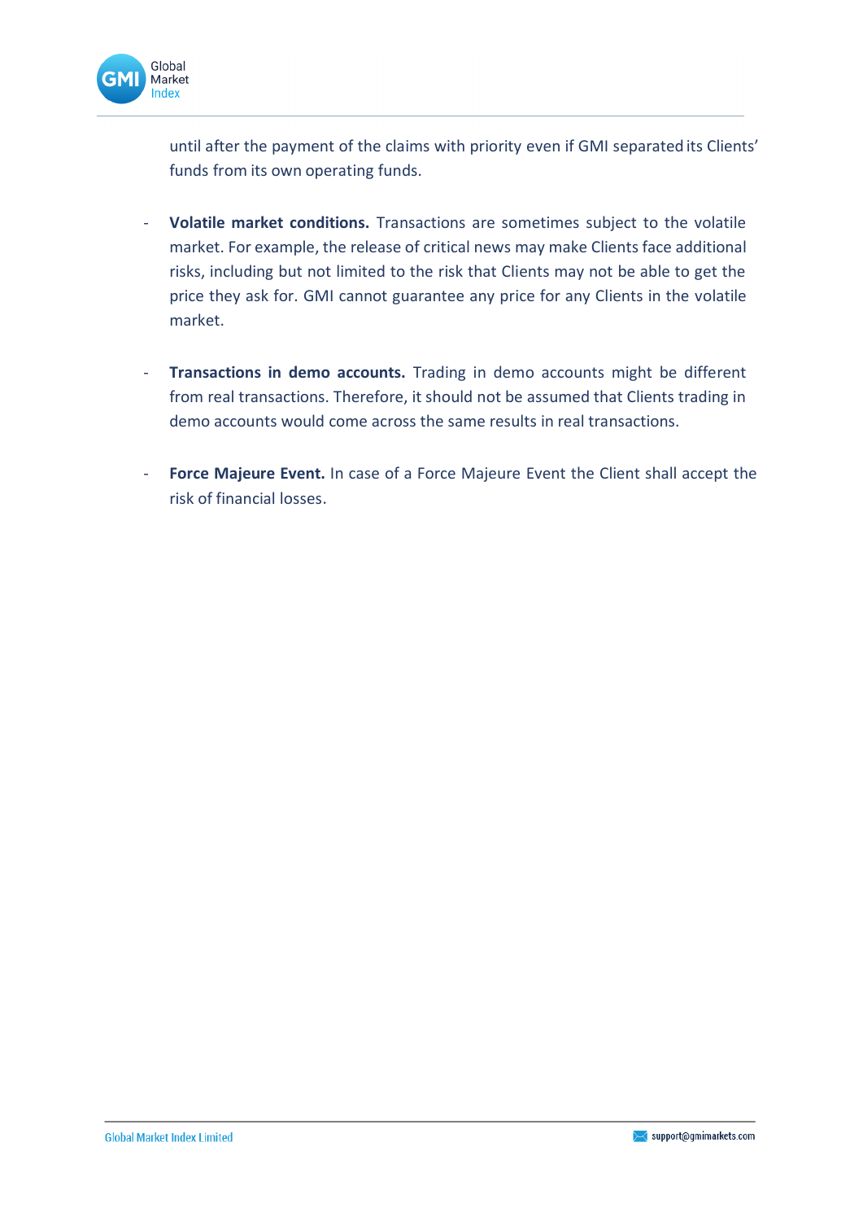until after the payment of the claims with priority even if GMI separated its Clients' funds from its own operating funds.

- **Volatile market conditions.** Transactions are sometimes subject to the volatile market. For example, the release of critical news may make Clients face additional risks, including but not limited to the risk that Clients may not be able to get the price they ask for. GMI cannot guarantee any price for any Clients in the volatile market.

- **Transactions in demo accounts.** Trading in demo accounts might be different from real transactions. Therefore, it should not be assumed that Clients trading in demo accounts would come across the same results in real transactions.

- **Force Majeure Event.** In case of a Force Majeure Event the Client shall accept the risk of financial losses.